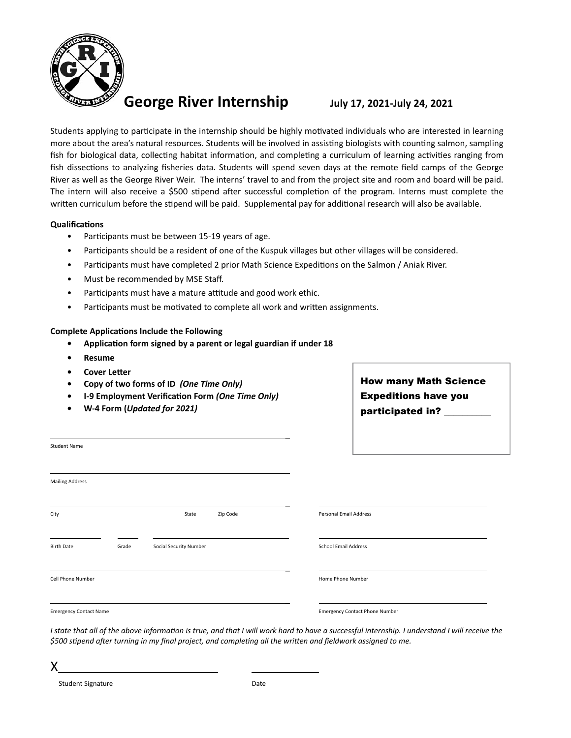# George River Internship

**July 17, 2021-July 24, 2021**

Students applying to participate in the internship should be highly motivated individuals who are interested in learning more about the area's natural resources. Students will be involved in assisting biologists with counting salmon, sampling fish for biological data, collecting habitat information, and completing a curriculum of learning activities ranging from fish dissections to analyzing fisheries data. Students will spend seven days at the remote field camps of the George River as well as the George River Weir. The interns' travel to and from the project site and room and board will be paid. The intern will also receive a $500 stipend after successful completion of the program. Interns must complete the written curriculum before the stipend will be paid. Supplemental pay for additional research will also be available.

**Qualifications**

- Participants must be between 15-19 years of age.
- Participants should be a resident of one of the Kuspuk villages but other villages will be considered.
- Participants must have completed 2 prior Math Science Expeditions on the Salmon / Aniak River.
- Must be recommended by MSE Staff.
- Participants must have a mature attitude and good work ethic.
- Participants must be motivated to complete all work and written assignments.

**Complete Applications Include the Following**

- **Application form signed by a parent or legal guardian if under 18**
- **Resume**
- **Cover Letter**
- **Copy of two forms of ID** ***(One Time Only)***
- **I-9 Employment Verification Form** ***(One Time Only)***
- **W-4 Form (*Updated for 2021*)**

**How many Math Science Expeditions have you participated in? _________**

_______________________________________
Student Name

_______________________________________
Mailing Address

_______________________________________
City State Zip Code

_______________________________________
Personal Email Address

_______________________________________
Birth Date Grade Social Security Number

_______________________________________
School Email Address

_______________________________________
Cell Phone Number

_______________________________________
Home Phone Number

_______________________________________
Emergency Contact Name

_______________________________________
Emergency Contact Phone Number

*I state that all of the above information is true, and that I will work hard to have a successful internship. I understand I will receive the $500 stipend after turning in my final project, and completing all the written and fieldwork assigned to me.*

X_______________________________ _______________
Student Signature Date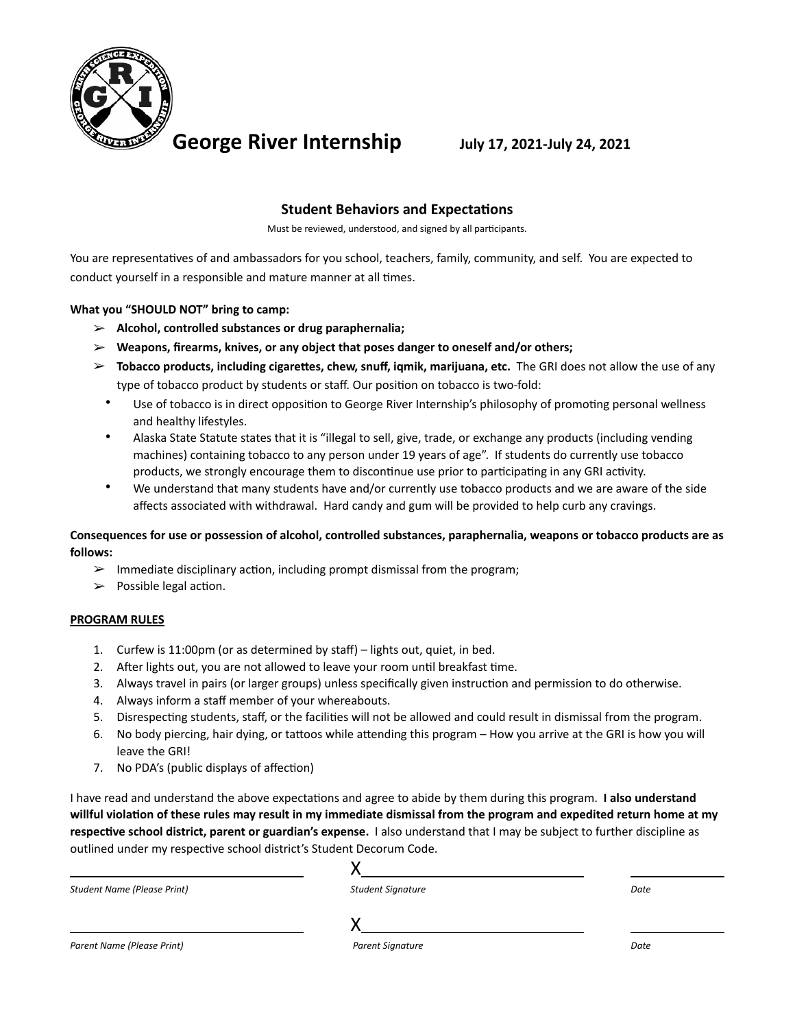# George River Internship

**July 17, 2021-July 24, 2021**

### Student Behaviors and Expectations

Must be reviewed, understood, and signed by all participants.

You are representatives of and ambassadors for you school, teachers, family, community, and self. You are expected to conduct yourself in a responsible and mature manner at all times.

**What you "SHOULD NOT" bring to camp:**

- **Alcohol, controlled substances or drug paraphernalia;**
- **Weapons, firearms, knives, or any object that poses danger to oneself and/or others;**
- **Tobacco products, including cigarettes, chew, snuff, iqmik, marijuana, etc.** The GRI does not allow the use of any type of tobacco product by students or staff. Our position on tobacco is two-fold:
  - Use of tobacco is in direct opposition to George River Internship's philosophy of promoting personal wellness and healthy lifestyles.
  - Alaska State Statute states that it is "illegal to sell, give, trade, or exchange any products (including vending machines) containing tobacco to any person under 19 years of age". If students do currently use tobacco products, we strongly encourage them to discontinue use prior to participating in any GRI activity.
  - We understand that many students have and/or currently use tobacco products and we are aware of the side affects associated with withdrawal. Hard candy and gum will be provided to help curb any cravings.

**Consequences for use or possession of alcohol, controlled substances, paraphernalia, weapons or tobacco products are as follows:**

- Immediate disciplinary action, including prompt dismissal from the program;
- Possible legal action.

**PROGRAM RULES**

1. Curfew is 11:00pm (or as determined by staff) – lights out, quiet, in bed.
2. After lights out, you are not allowed to leave your room until breakfast time.
3. Always travel in pairs (or larger groups) unless specifically given instruction and permission to do otherwise.
4. Always inform a staff member of your whereabouts.
5. Disrespecting students, staff, or the facilities will not be allowed and could result in dismissal from the program.
6. No body piercing, hair dying, or tattoos while attending this program – How you arrive at the GRI is how you will leave the GRI!
7. No PDA's (public displays of affection)

I have read and understand the above expectations and agree to abide by them during this program. **I also understand willful violation of these rules may result in my immediate dismissal from the program and expedited return home at my respective school district, parent or guardian's expense.** I also understand that I may be subject to further discipline as outlined under my respective school district's Student Decorum Code.

| | | |
|---|---|---|
| ______________________ | X______________________ | __________ |
| *Student Name (Please Print)* | *Student Signature* | *Date* |
| ______________________ | X______________________ | __________ |
| *Parent Name (Please Print)* | *Parent Signature* | *Date* |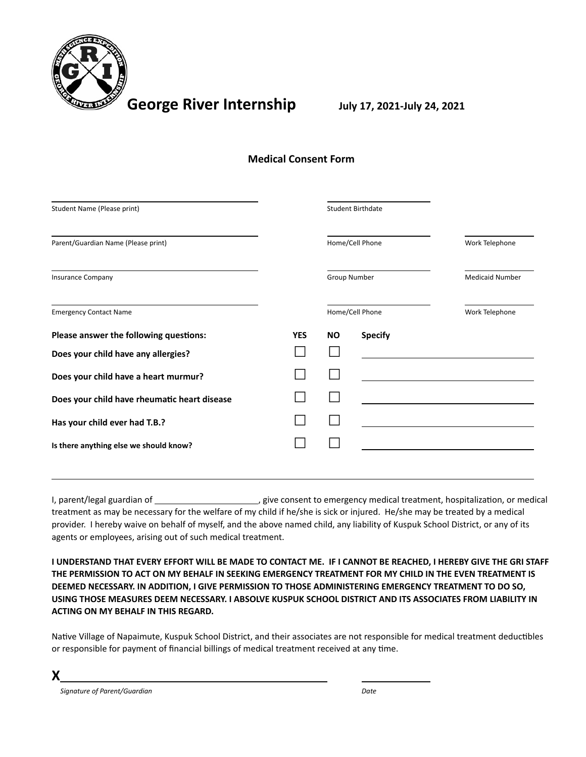# George River Internship

**July 17, 2021-July 24, 2021**

## Medical Consent Form

| | | |
|---|---|---|
| Student Name (Please print) | Student Birthdate | |
| Parent/Guardian Name (Please print) | Home/Cell Phone | Work Telephone |
| Insurance Company | Group Number | Medicaid Number |
| Emergency Contact Name | Home/Cell Phone | Work Telephone |

| Please answer the following questions: | YES | NO | Specify |
|---|---|---|---|
| Does your child have any allergies? | ☐ | ☐ | |
| Does your child have a heart murmur? | ☐ | ☐ | |
| Does your child have rheumatic heart disease | ☐ | ☐ | |
| Has your child ever had T.B.? | ☐ | ☐ | |
| Is there anything else we should know? | ☐ | ☐ | |

I, parent/legal guardian of ______________________, give consent to emergency medical treatment, hospitalization, or medical treatment as may be necessary for the welfare of my child if he/she is sick or injured. He/she may be treated by a medical provider. I hereby waive on behalf of myself, and the above named child, any liability of Kuspuk School District, or any of its agents or employees, arising out of such medical treatment.

**I UNDERSTAND THAT EVERY EFFORT WILL BE MADE TO CONTACT ME. IF I CANNOT BE REACHED, I HEREBY GIVE THE GRI STAFF THE PERMISSION TO ACT ON MY BEHALF IN SEEKING EMERGENCY TREATMENT FOR MY CHILD IN THE EVEN TREATMENT IS DEEMED NECESSARY. IN ADDITION, I GIVE PERMISSION TO THOSE ADMINISTERING EMERGENCY TREATMENT TO DO SO, USING THOSE MEASURES DEEM NECESSARY. I ABSOLVE KUSPUK SCHOOL DISTRICT AND ITS ASSOCIATES FROM LIABILITY IN ACTING ON MY BEHALF IN THIS REGARD.**

Native Village of Napaimute, Kuspuk School District, and their associates are not responsible for medical treatment deductibles or responsible for payment of financial billings of medical treatment received at any time.

**X**______________________________________________ ____________

*Signature of Parent/Guardian* *Date*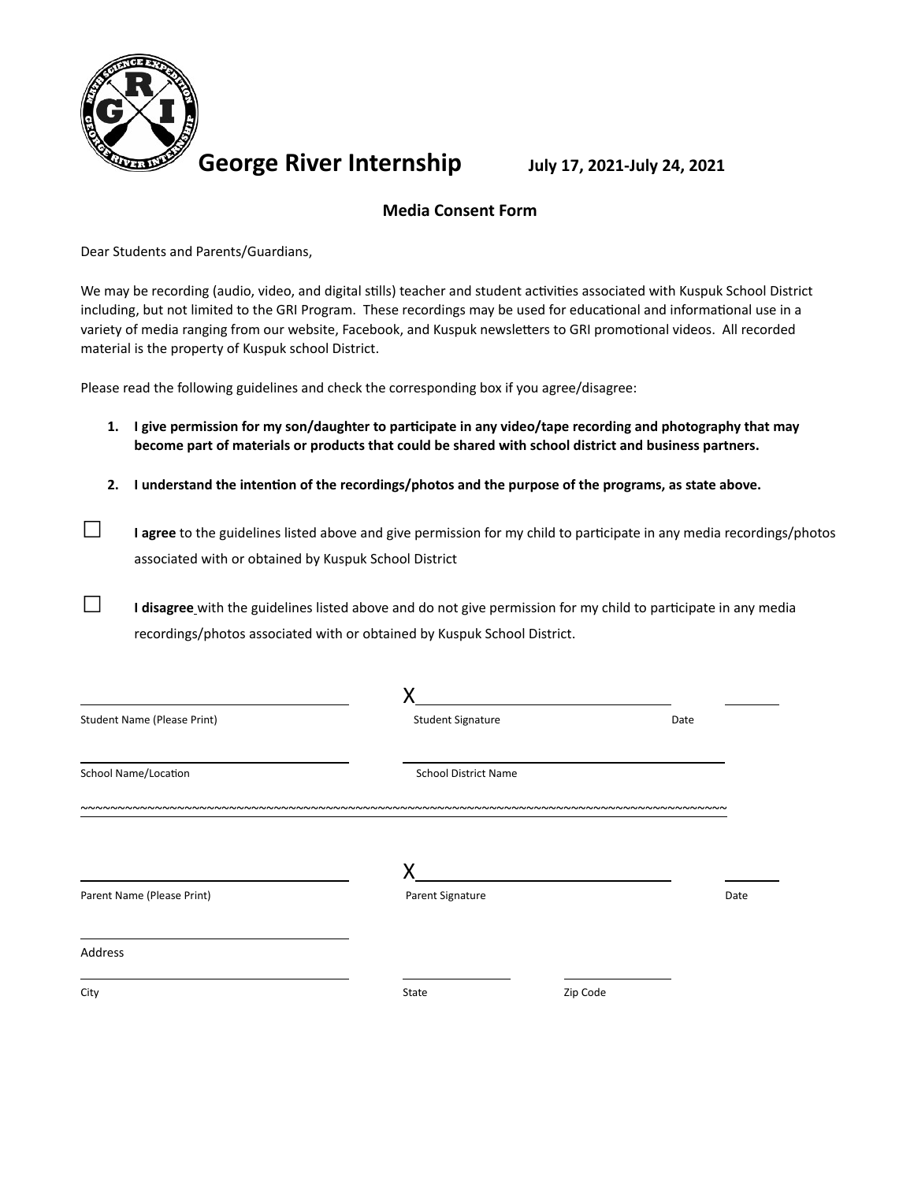# George River Internship

**July 17, 2021-July 24, 2021**

## Media Consent Form

Dear Students and Parents/Guardians,

We may be recording (audio, video, and digital stills) teacher and student activities associated with Kuspuk School District including, but not limited to the GRI Program. These recordings may be used for educational and informational use in a variety of media ranging from our website, Facebook, and Kuspuk newsletters to GRI promotional videos. All recorded material is the property of Kuspuk school District.

Please read the following guidelines and check the corresponding box if you agree/disagree:

1. **I give permission for my son/daughter to participate in any video/tape recording and photography that may become part of materials or products that could be shared with school district and business partners.**
2. **I understand the intention of the recordings/photos and the purpose of the programs, as state above.**

☐ **I agree** to the guidelines listed above and give permission for my child to participate in any media recordings/photos associated with or obtained by Kuspuk School District

☐ **I disagree** with the guidelines listed above and do not give permission for my child to participate in any media recordings/photos associated with or obtained by Kuspuk School District.

_______________________ X_______________________ ________

Student Name (Please Print) Student Signature Date

_______________________ _______________________

School Name/Location School District Name

~~~~~~~~~~~~~~~~~~~~~~~~~~~~~~~~~~~~~~~~~~~~~~~~~~~~~~~~~~~~~~~~~~~~~~~~~~~~~~~~~~~~~~~~~~~~~~~~~~~~~~~~~~~~~~~~~~~~~~~~~~~~~~~~~~~~~~~~~~~~~~~~~~~~~~~~~~~

_______________________ X_______________________ ________

Parent Name (Please Print) Parent Signature Date

_______________________

Address

_______________________ ___________ ___________

City State Zip Code